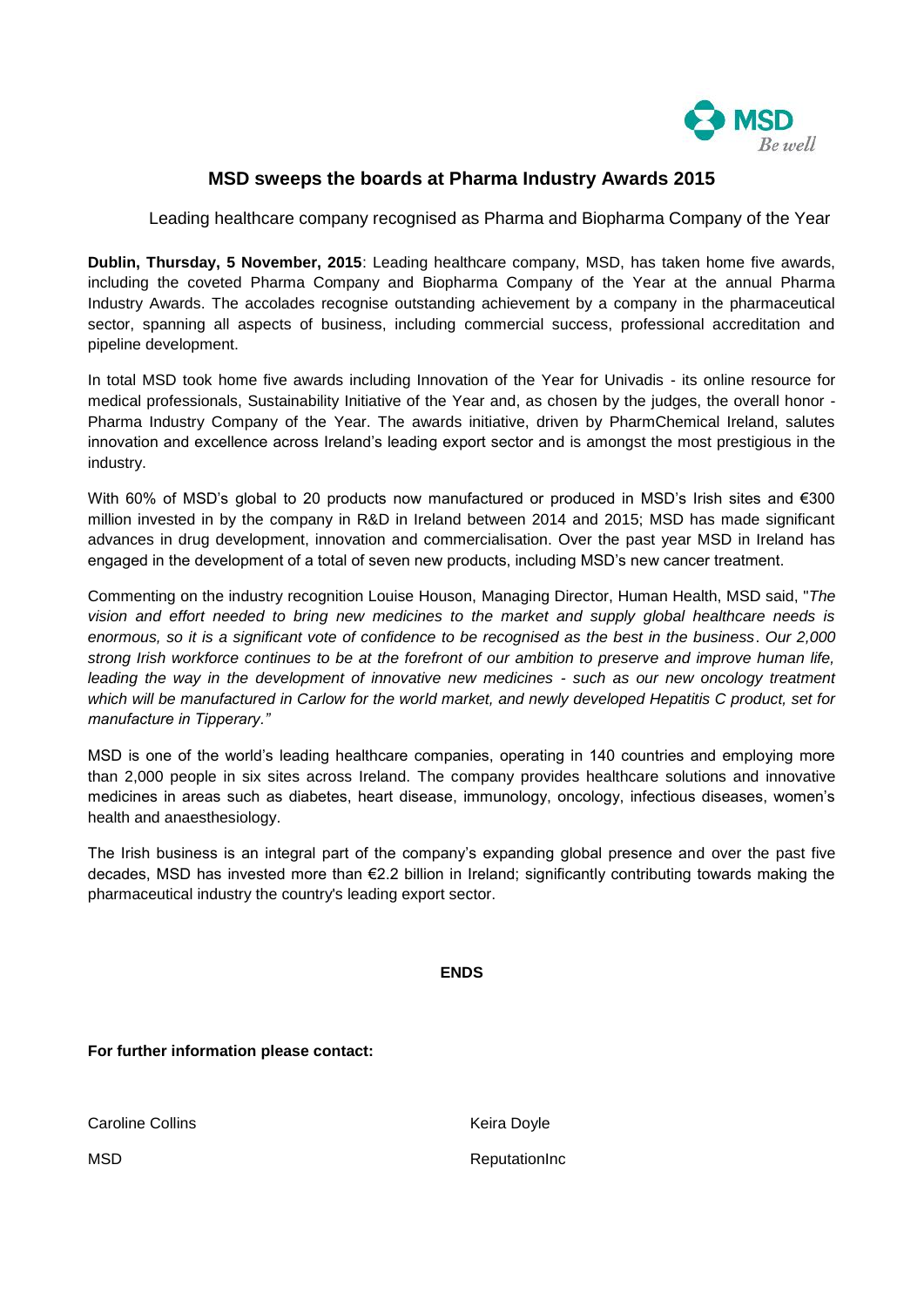MSD Be well

## MSD sweeps the boards at Pharma Industry Awards 2015

Leading healthcare company recognised as Pharma and Biopharma Company of the Year

**Dublin, Thursday, 5 November, 2015**: Leading healthcare company, MSD, has taken home five awards, including the coveted Pharma Company and Biopharma Company of the Year at the annual Pharma Industry Awards. The accolades recognise outstanding achievement by a company in the pharmaceutical sector, spanning all aspects of business, including commercial success, professional accreditation and pipeline development.

In total MSD took home five awards including Innovation of the Year for Univadis - its online resource for medical professionals, Sustainability Initiative of the Year and, as chosen by the judges, the overall honor - Pharma Industry Company of the Year. The awards initiative, driven by PharmChemical Ireland, salutes innovation and excellence across Ireland's leading export sector and is amongst the most prestigious in the industry.

With 60% of MSD's global to 20 products now manufactured or produced in MSD's Irish sites and €300 million invested in by the company in R&D in Ireland between 2014 and 2015; MSD has made significant advances in drug development, innovation and commercialisation. Over the past year MSD in Ireland has engaged in the development of a total of seven new products, including MSD's new cancer treatment.

Commenting on the industry recognition Louise Houson, Managing Director, Human Health, MSD said, "*The vision and effort needed to bring new medicines to the market and supply global healthcare needs is enormous, so it is a significant vote of confidence to be recognised as the best in the business*. *Our 2,000 strong Irish workforce continues to be at the forefront of our ambition to preserve and improve human life, leading the way in the development of innovative new medicines - such as our new oncology treatment which will be manufactured in Carlow for the world market, and newly developed Hepatitis C product, set for manufacture in Tipperary."*

MSD is one of the world's leading healthcare companies, operating in 140 countries and employing more than 2,000 people in six sites across Ireland. The company provides healthcare solutions and innovative medicines in areas such as diabetes, heart disease, immunology, oncology, infectious diseases, women's health and anaesthesiology.

The Irish business is an integral part of the company's expanding global presence and over the past five decades, MSD has invested more than €2.2 billion in Ireland; significantly contributing towards making the pharmaceutical industry the country's leading export sector.

**ENDS**

**For further information please contact:**

Caroline Collins
MSD

Keira Doyle
ReputationInc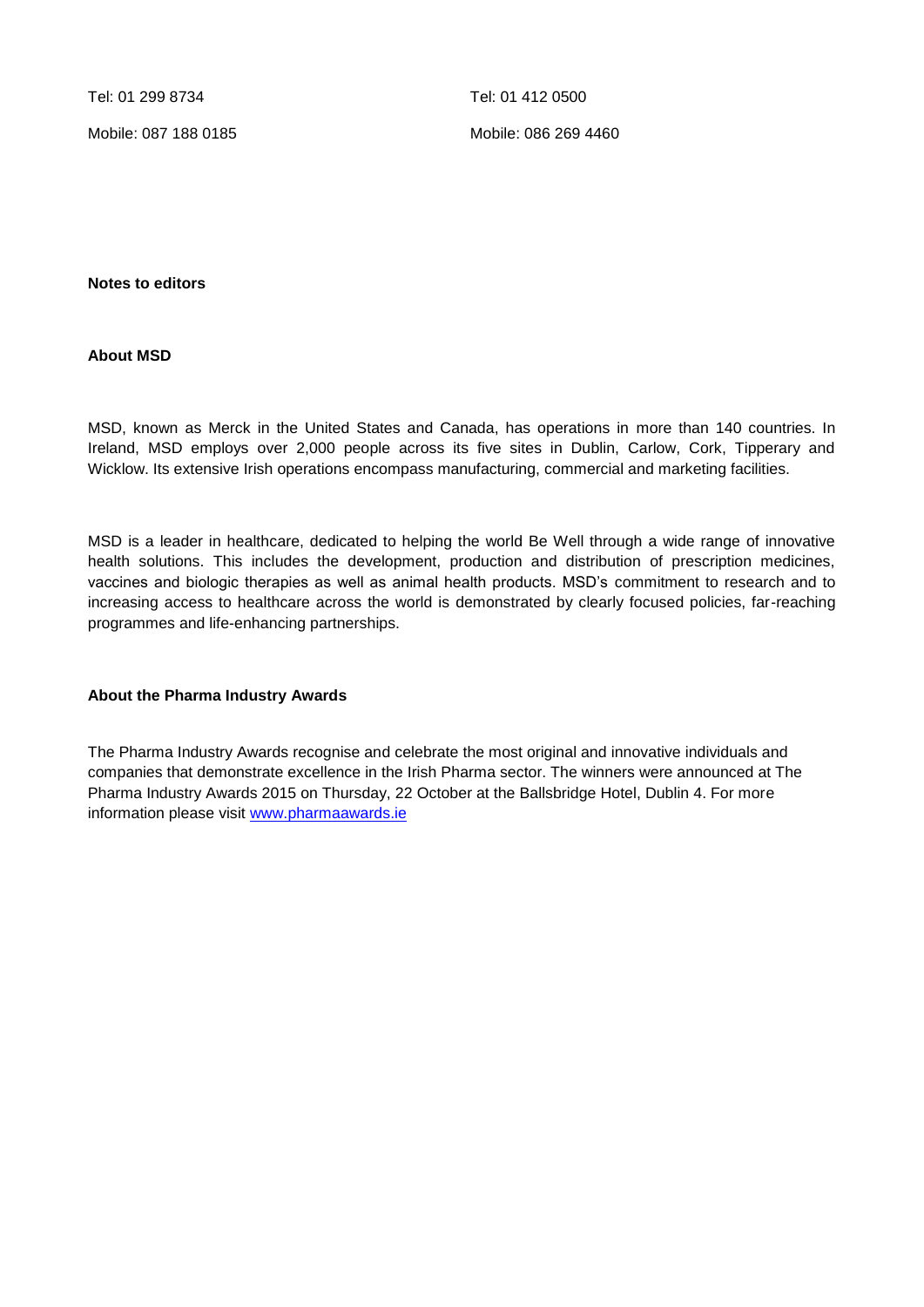Tel: 01 299 8734

Mobile: 087 188 0185

Tel: 01 412 0500

Mobile: 086 269 4460

**Notes to editors**

**About MSD**

MSD, known as Merck in the United States and Canada, has operations in more than 140 countries. In Ireland, MSD employs over 2,000 people across its five sites in Dublin, Carlow, Cork, Tipperary and Wicklow. Its extensive Irish operations encompass manufacturing, commercial and marketing facilities.

MSD is a leader in healthcare, dedicated to helping the world Be Well through a wide range of innovative health solutions. This includes the development, production and distribution of prescription medicines, vaccines and biologic therapies as well as animal health products. MSD's commitment to research and to increasing access to healthcare across the world is demonstrated by clearly focused policies, far-reaching programmes and life-enhancing partnerships.

**About the Pharma Industry Awards**

The Pharma Industry Awards recognise and celebrate the most original and innovative individuals and companies that demonstrate excellence in the Irish Pharma sector. The winners were announced at The Pharma Industry Awards 2015 on Thursday, 22 October at the Ballsbridge Hotel, Dublin 4. For more information please visit [www.pharmaawards.ie](http://www.pharmaawards.ie)